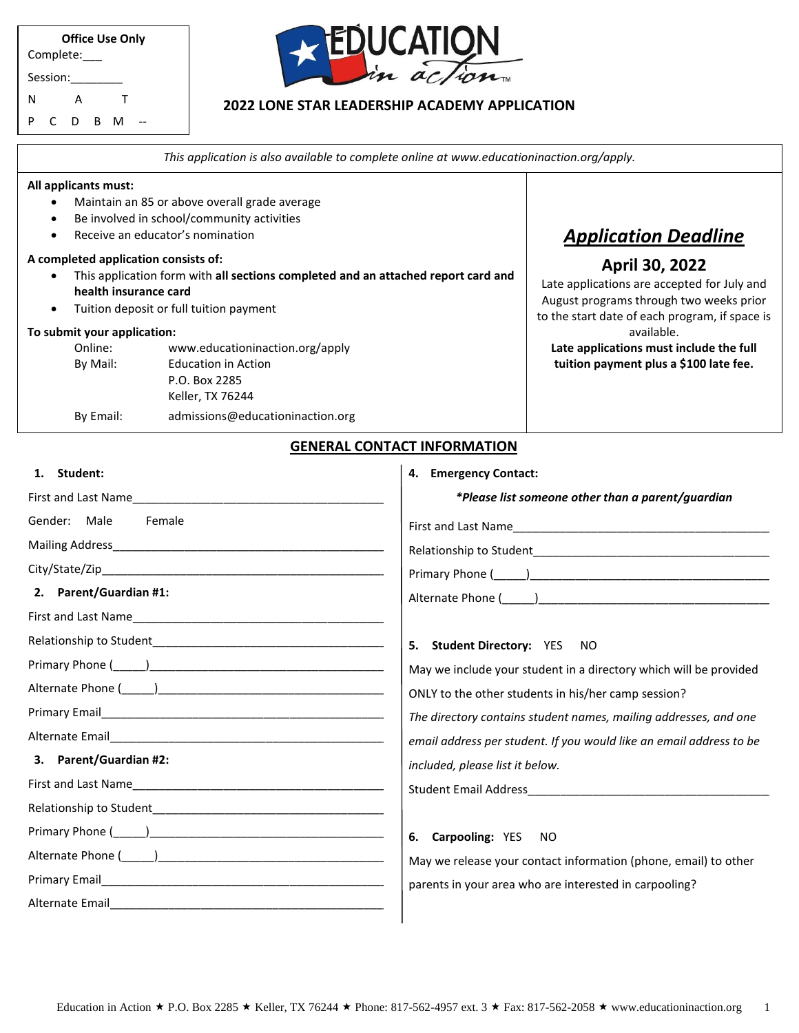**Office Use Only**
Complete:___
Session:________
N A T
P C D B M --

EDUCATION *in action*™

## 2022 LONE STAR LEADERSHIP ACADEMY APPLICATION

*This application is also available to complete online at www.educationinaction.org/apply.*

**All applicants must:**

- Maintain an 85 or above overall grade average
- Be involved in school/community activities
- Receive an educator's nomination

**A completed application consists of:**

- This application form with **all sections completed and an attached report card and health insurance card**
- Tuition deposit or full tuition payment

**To submit your application:**

Online: www.educationinaction.org/apply
By Mail: Education in Action
P.O. Box 2285
Keller, TX 76244
By Email: admissions@educationinaction.org

***Application Deadline***

**April 30, 2022**

Late applications are accepted for July and August programs through two weeks prior to the start date of each program, if space is available.

**Late applications must include the full tuition payment plus a $100 late fee.**

## GENERAL CONTACT INFORMATION

**1. Student:**

First and Last Name________________________________________
Gender: Male Female
Mailing Address____________________________________________
City/State/Zip_____________________________________________

**2. Parent/Guardian #1:**

First and Last Name________________________________________
Relationship to Student____________________________________
Primary Phone (_____)______________________________________
Alternate Phone (_____)____________________________________
Primary Email______________________________________________
Alternate Email____________________________________________

**3. Parent/Guardian #2:**

First and Last Name________________________________________
Relationship to Student____________________________________
Primary Phone (_____)______________________________________
Alternate Phone (_____)____________________________________
Primary Email______________________________________________
Alternate Email____________________________________________

**4. Emergency Contact:**

***Please list someone other than a parent/guardian***

First and Last Name________________________________________
Relationship to Student____________________________________
Primary Phone (_____)______________________________________
Alternate Phone (_____)____________________________________

**5. Student Directory:** YES NO

May we include your student in a directory which will be provided ONLY to the other students in his/her camp session?

*The directory contains student names, mailing addresses, and one email address per student. If you would like an email address to be included, please list it below.*

Student Email Address______________________________________

**6. Carpooling:** YES NO

May we release your contact information (phone, email) to other parents in your area who are interested in carpooling?

Education in Action ★ P.O. Box 2285 ★ Keller, TX 76244 ★ Phone: 817-562-4957 ext. 3 ★ Fax: 817-562-2058 ★ www.educationinaction.org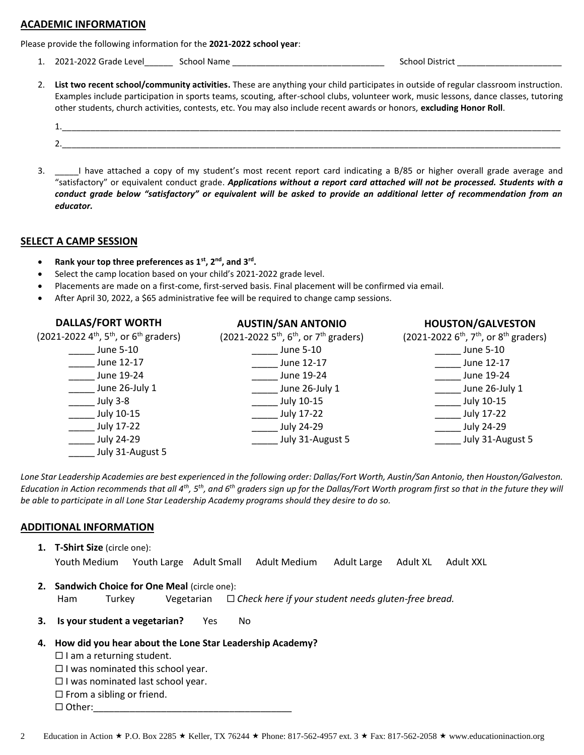## ACADEMIC INFORMATION

Please provide the following information for the **2021-2022 school year**:

1. 2021-2022 Grade Level______ School Name ________________________________ School District ______________________

2. **List two recent school/community activities.** These are anything your child participates in outside of regular classroom instruction. Examples include participation in sports teams, scouting, after-school clubs, volunteer work, music lessons, dance classes, tutoring other students, church activities, contests, etc. You may also include recent awards or honors, **excluding Honor Roll**.

   1.____________________________________________________________________________________________________

   2.____________________________________________________________________________________________________

3. _____I have attached a copy of my student's most recent report card indicating a B/85 or higher overall grade average and "satisfactory" or equivalent conduct grade. ***Applications without a report card attached will not be processed. Students with a conduct grade below "satisfactory" or equivalent will be asked to provide an additional letter of recommendation from an educator.***

## SELECT A CAMP SESSION

- **Rank your top three preferences as 1st, 2nd, and 3rd.**
- Select the camp location based on your child's 2021-2022 grade level.
- Placements are made on a first-come, first-served basis. Final placement will be confirmed via email.
- After April 30, 2022, a $65 administrative fee will be required to change camp sessions.

| DALLAS/FORT WORTH (2021-2022 4th, 5th, or 6th graders) | AUSTIN/SAN ANTONIO (2021-2022 5th, 6th, or 7th graders) | HOUSTON/GALVESTON (2021-2022 6th, 7th, or 8th graders) |
|---|---|---|
| _____ June 5-10 | _____ June 5-10 | _____ June 5-10 |
| _____ June 12-17 | _____ June 12-17 | _____ June 12-17 |
| _____ June 19-24 | _____ June 19-24 | _____ June 19-24 |
| _____ June 26-July 1 | _____ June 26-July 1 | _____ June 26-July 1 |
| _____ July 3-8 | _____ July 10-15 | _____ July 10-15 |
| _____ July 10-15 | _____ July 17-22 | _____ July 17-22 |
| _____ July 17-22 | _____ July 24-29 | _____ July 24-29 |
| _____ July 24-29 | _____ July 31-August 5 | _____ July 31-August 5 |
| _____ July 31-August 5 | | |

*Lone Star Leadership Academies are best experienced in the following order: Dallas/Fort Worth, Austin/San Antonio, then Houston/Galveston. Education in Action recommends that all 4th, 5th, and 6th graders sign up for the Dallas/Fort Worth program first so that in the future they will be able to participate in all Lone Star Leadership Academy programs should they desire to do so.*

## ADDITIONAL INFORMATION

1. **T-Shirt Size** (circle one):
   Youth Medium Youth Large Adult Small Adult Medium Adult Large Adult XL Adult XXL

2. **Sandwich Choice for One Meal** (circle one):
   Ham Turkey Vegetarian ☐ *Check here if your student needs gluten-free bread.*

3. **Is your student a vegetarian?** Yes No

4. **How did you hear about the Lone Star Leadership Academy?**
   - ☐ I am a returning student.
   - ☐ I was nominated this school year.
   - ☐ I was nominated last school year.
   - ☐ From a sibling or friend.
   - ☐ Other:______________________________________

Education in Action ★ P.O. Box 2285 ★ Keller, TX 76244 ★ Phone: 817-562-4957 ext. 3 ★ Fax: 817-562-2058 ★ www.educationinaction.org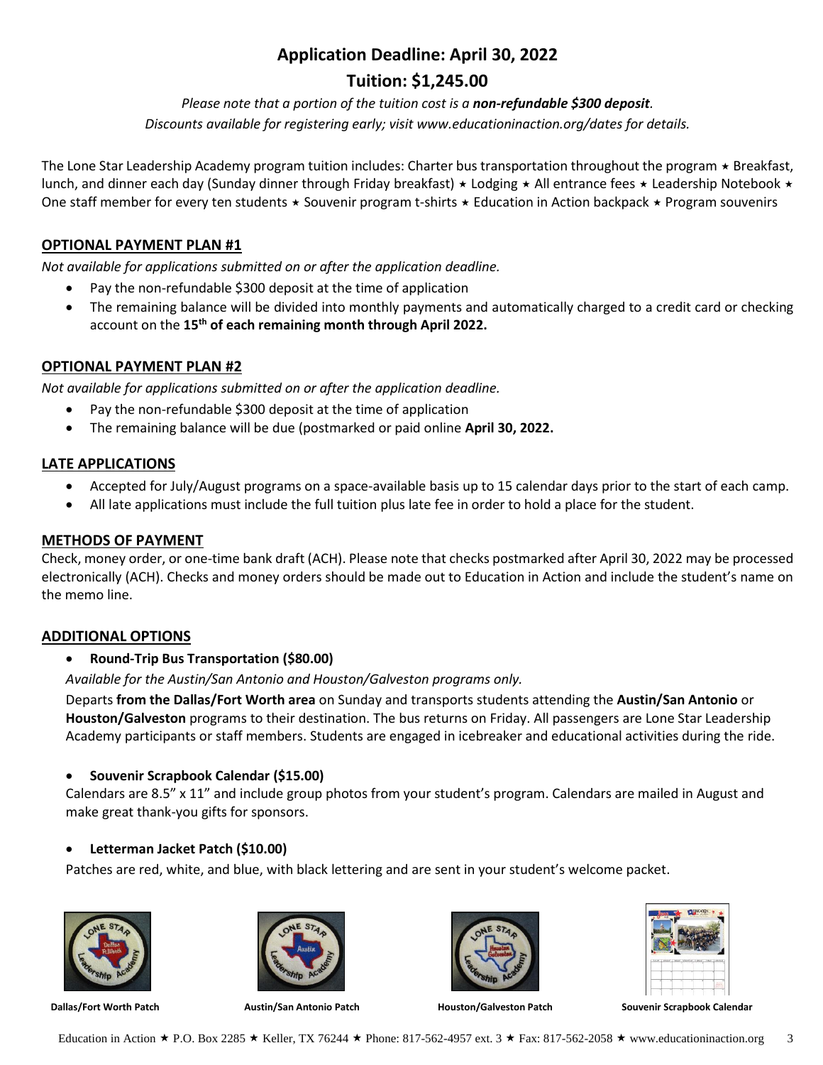# Application Deadline: April 30, 2022

# Tuition: $1,245.00

*Please note that a portion of the tuition cost is a **non-refundable $300 deposit**.*

*Discounts available for registering early; visit www.educationinaction.org/dates for details.*

The Lone Star Leadership Academy program tuition includes: Charter bus transportation throughout the program ⋆ Breakfast, lunch, and dinner each day (Sunday dinner through Friday breakfast) ⋆ Lodging ⋆ All entrance fees ⋆ Leadership Notebook ⋆ One staff member for every ten students ⋆ Souvenir program t-shirts ⋆ Education in Action backpack ⋆ Program souvenirs

## OPTIONAL PAYMENT PLAN #1

*Not available for applications submitted on or after the application deadline.*

- Pay the non-refundable $300 deposit at the time of application
- The remaining balance will be divided into monthly payments and automatically charged to a credit card or checking account on the **15th of each remaining month through April 2022.**

## OPTIONAL PAYMENT PLAN #2

*Not available for applications submitted on or after the application deadline.*

- Pay the non-refundable $300 deposit at the time of application
- The remaining balance will be due (postmarked or paid online **April 30, 2022.**

## LATE APPLICATIONS

- Accepted for July/August programs on a space-available basis up to 15 calendar days prior to the start of each camp.
- All late applications must include the full tuition plus late fee in order to hold a place for the student.

## METHODS OF PAYMENT

Check, money order, or one-time bank draft (ACH). Please note that checks postmarked after April 30, 2022 may be processed electronically (ACH). Checks and money orders should be made out to Education in Action and include the student's name on the memo line.

## ADDITIONAL OPTIONS

- **Round-Trip Bus Transportation ($80.00)**

*Available for the Austin/San Antonio and Houston/Galveston programs only.*

Departs **from the Dallas/Fort Worth area** on Sunday and transports students attending the **Austin/San Antonio** or **Houston/Galveston** programs to their destination. The bus returns on Friday. All passengers are Lone Star Leadership Academy participants or staff members. Students are engaged in icebreaker and educational activities during the ride.

- **Souvenir Scrapbook Calendar ($15.00)**

Calendars are 8.5" x 11" and include group photos from your student's program. Calendars are mailed in August and make great thank-you gifts for sponsors.

- **Letterman Jacket Patch ($10.00)**

Patches are red, white, and blue, with black lettering and are sent in your student's welcome packet.

**Dallas/Fort Worth Patch** **Austin/San Antonio Patch** **Houston/Galveston Patch** **Souvenir Scrapbook Calendar**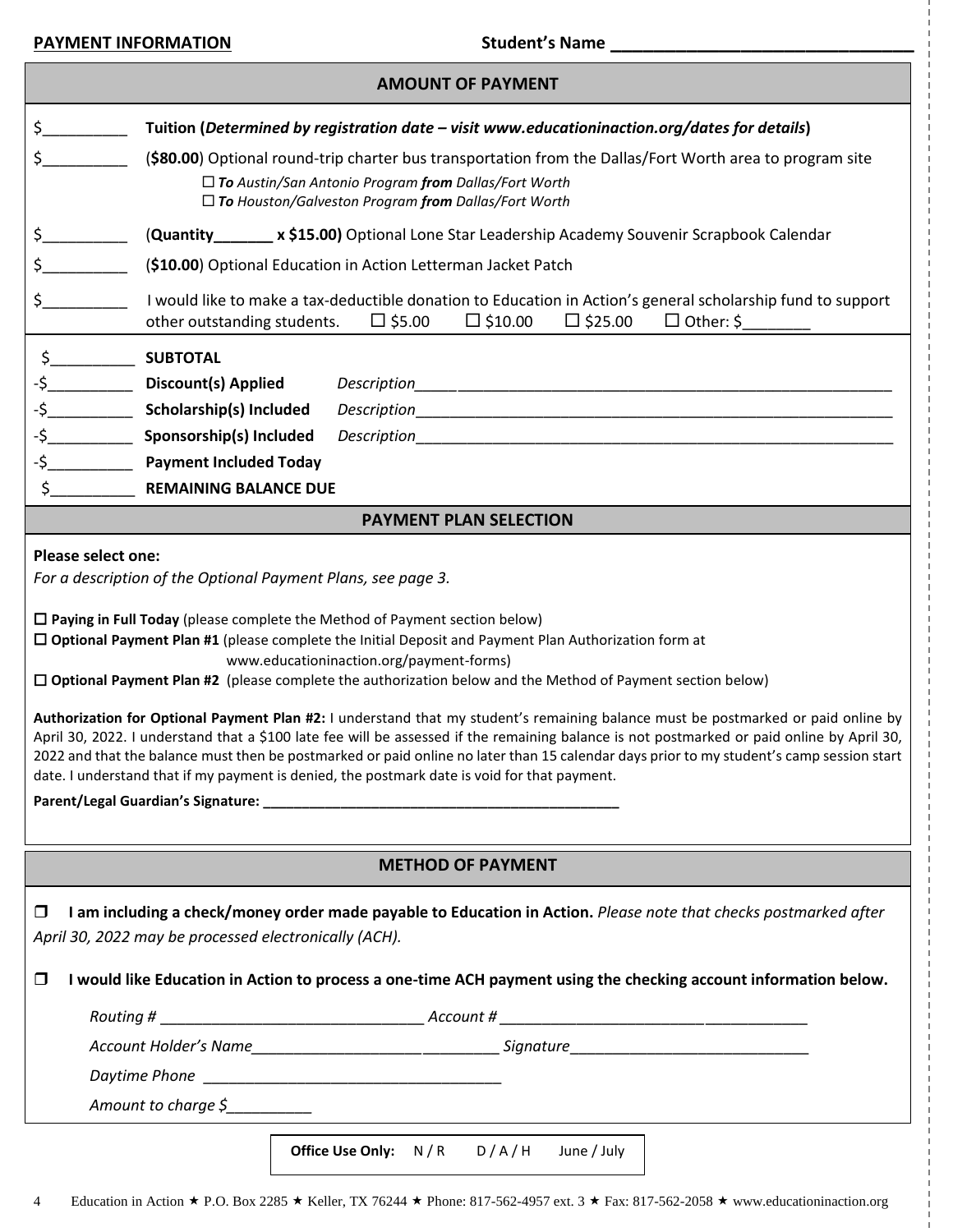**PAYMENT INFORMATION** **Student's Name \_\_\_\_\_\_\_\_\_\_\_\_\_\_\_\_\_\_\_\_\_\_\_\_\_\_\_\_\_\_\_\_**

## AMOUNT OF PAYMENT

$\_\_\_\_\_\_\_\_\_\_ **Tuition (*Determined by registration date – visit www.educationinaction.org/dates for details*)**

$\_\_\_\_\_\_\_\_\_\_ (**$80.00**) Optional round-trip charter bus transportation from the Dallas/Fort Worth area to program site

- ☐ ***To*** *Austin/San Antonio Program* ***from*** *Dallas/Fort Worth*
- ☐ ***To*** *Houston/Galveston Program* ***from*** *Dallas/Fort Worth*

$\_\_\_\_\_\_\_\_\_\_ (**Quantity\_\_\_\_\_\_\_ x $15.00)** Optional Lone Star Leadership Academy Souvenir Scrapbook Calendar

$\_\_\_\_\_\_\_\_\_\_ (**$10.00**) Optional Education in Action Letterman Jacket Patch

$\_\_\_\_\_\_\_\_\_\_ I would like to make a tax-deductible donation to Education in Action's general scholarship fund to support other outstanding students. ☐ $5.00 ☐ $10.00 ☐ $25.00 ☐ Other: $\_\_\_\_\_\_\_\_

$\_\_\_\_\_\_\_\_\_\_ **SUBTOTAL**

-$\_\_\_\_\_\_\_\_\_\_ **Discount(s) Applied** *Description*\_\_\_\_\_\_\_\_\_\_\_\_\_\_\_\_\_\_\_\_\_\_\_\_\_\_\_\_\_\_\_\_\_\_\_\_\_\_\_\_\_\_\_\_\_\_\_\_\_\_\_\_\_\_\_\_

-$\_\_\_\_\_\_\_\_\_\_ **Scholarship(s) Included** *Description*\_\_\_\_\_\_\_\_\_\_\_\_\_\_\_\_\_\_\_\_\_\_\_\_\_\_\_\_\_\_\_\_\_\_\_\_\_\_\_\_\_\_\_\_\_\_\_\_\_\_\_\_\_\_\_\_

-$\_\_\_\_\_\_\_\_\_\_ **Sponsorship(s) Included** *Description*\_\_\_\_\_\_\_\_\_\_\_\_\_\_\_\_\_\_\_\_\_\_\_\_\_\_\_\_\_\_\_\_\_\_\_\_\_\_\_\_\_\_\_\_\_\_\_\_\_\_\_\_\_\_\_\_

-$\_\_\_\_\_\_\_\_\_\_ **Payment Included Today**

$\_\_\_\_\_\_\_\_\_\_ **REMAINING BALANCE DUE**

## PAYMENT PLAN SELECTION

**Please select one:**

*For a description of the Optional Payment Plans, see page 3.*

☐ **Paying in Full Today** (please complete the Method of Payment section below)

☐ **Optional Payment Plan #1** (please complete the Initial Deposit and Payment Plan Authorization form at www.educationinaction.org/payment-forms)

☐ **Optional Payment Plan #2** (please complete the authorization below and the Method of Payment section below)

**Authorization for Optional Payment Plan #2:** I understand that my student's remaining balance must be postmarked or paid online by April 30, 2022. I understand that a $100 late fee will be assessed if the remaining balance is not postmarked or paid online by April 30, 2022 and that the balance must then be postmarked or paid online no later than 15 calendar days prior to my student's camp session start date. I understand that if my payment is denied, the postmark date is void for that payment.

**Parent/Legal Guardian's Signature: \_\_\_\_\_\_\_\_\_\_\_\_\_\_\_\_\_\_\_\_\_\_\_\_\_\_\_\_\_\_\_\_\_\_\_\_\_\_\_\_\_\_\_\_\_\_**

## METHOD OF PAYMENT

❒ **I am including a check/money order made payable to Education in Action.** *Please note that checks postmarked after April 30, 2022 may be processed electronically (ACH).*

❒ **I would like Education in Action to process a one-time ACH payment using the checking account information below.**

*Routing #* \_\_\_\_\_\_\_\_\_\_\_\_\_\_\_\_\_\_\_\_\_\_\_\_\_\_\_\_\_\_\_\_ *Account #* \_\_\_\_\_\_\_\_\_\_\_\_\_\_\_\_\_\_\_\_\_\_\_\_\_\_\_\_\_\_\_\_\_\_\_\_\_\_

*Account Holder's Name*\_\_\_\_\_\_\_\_\_\_\_\_\_\_\_\_\_\_\_\_\_\_\_\_\_\_\_\_\_\_ *Signature*\_\_\_\_\_\_\_\_\_\_\_\_\_\_\_\_\_\_\_\_\_\_\_\_\_\_\_\_\_\_

*Daytime Phone* \_\_\_\_\_\_\_\_\_\_\_\_\_\_\_\_\_\_\_\_\_\_\_\_\_\_\_\_\_\_\_\_\_\_\_\_\_

*Amount to charge $*\_\_\_\_\_\_\_\_\_\_

**Office Use Only:** N / R D / A / H June / July

Education in Action ★ P.O. Box 2285 ★ Keller, TX 76244 ★ Phone: 817-562-4957 ext. 3 ★ Fax: 817-562-2058 ★ www.educationinaction.org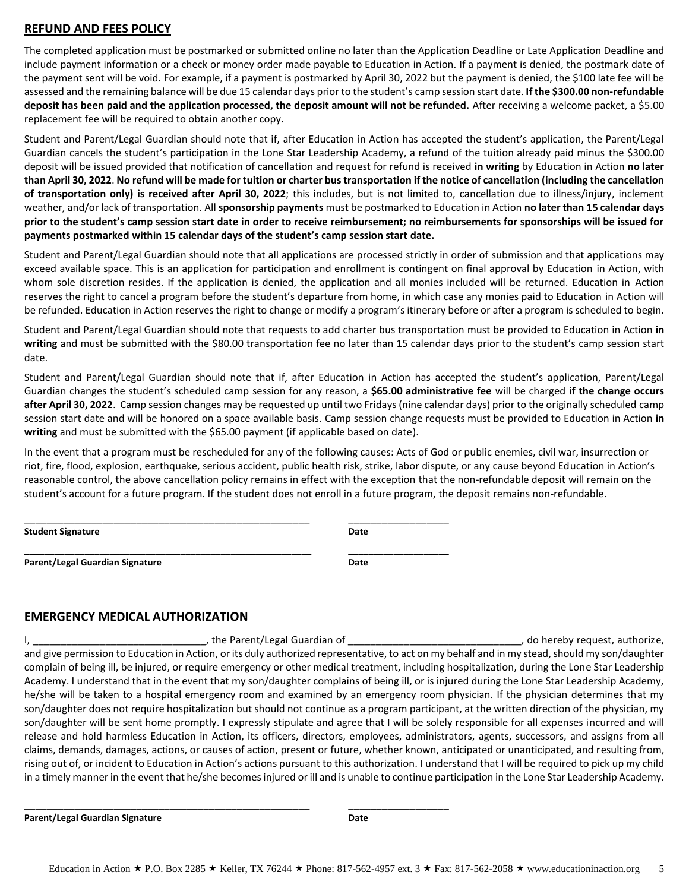## REFUND AND FEES POLICY

The completed application must be postmarked or submitted online no later than the Application Deadline or Late Application Deadline and include payment information or a check or money order made payable to Education in Action. If a payment is denied, the postmark date of the payment sent will be void. For example, if a payment is postmarked by April 30, 2022 but the payment is denied, the $100 late fee will be assessed and the remaining balance will be due 15 calendar days prior to the student's camp session start date. **If the $300.00 non-refundable deposit has been paid and the application processed, the deposit amount will not be refunded.** After receiving a welcome packet, a $5.00 replacement fee will be required to obtain another copy.

Student and Parent/Legal Guardian should note that if, after Education in Action has accepted the student's application, the Parent/Legal Guardian cancels the student's participation in the Lone Star Leadership Academy, a refund of the tuition already paid minus the $300.00 deposit will be issued provided that notification of cancellation and request for refund is received **in writing** by Education in Action **no later than April 30, 2022**. **No refund will be made for tuition or charter bus transportation if the notice of cancellation (including the cancellation of transportation only) is received after April 30, 2022**; this includes, but is not limited to, cancellation due to illness/injury, inclement weather, and/or lack of transportation. All **sponsorship payments** must be postmarked to Education in Action **no later than 15 calendar days prior to the student's camp session start date in order to receive reimbursement; no reimbursements for sponsorships will be issued for payments postmarked within 15 calendar days of the student's camp session start date.**

Student and Parent/Legal Guardian should note that all applications are processed strictly in order of submission and that applications may exceed available space. This is an application for participation and enrollment is contingent on final approval by Education in Action, with whom sole discretion resides. If the application is denied, the application and all monies included will be returned. Education in Action reserves the right to cancel a program before the student's departure from home, in which case any monies paid to Education in Action will be refunded. Education in Action reserves the right to change or modify a program's itinerary before or after a program is scheduled to begin.

Student and Parent/Legal Guardian should note that requests to add charter bus transportation must be provided to Education in Action **in writing** and must be submitted with the $80.00 transportation fee no later than 15 calendar days prior to the student's camp session start date.

Student and Parent/Legal Guardian should note that if, after Education in Action has accepted the student's application, Parent/Legal Guardian changes the student's scheduled camp session for any reason, a **$65.00 administrative fee** will be charged **if the change occurs after April 30, 2022**. Camp session changes may be requested up until two Fridays (nine calendar days) prior to the originally scheduled camp session start date and will be honored on a space available basis. Camp session change requests must be provided to Education in Action **in writing** and must be submitted with the $65.00 payment (if applicable based on date).

In the event that a program must be rescheduled for any of the following causes: Acts of God or public enemies, civil war, insurrection or riot, fire, flood, explosion, earthquake, serious accident, public health risk, strike, labor dispute, or any cause beyond Education in Action's reasonable control, the above cancellation policy remains in effect with the exception that the non-refundable deposit will remain on the student's account for a future program. If the student does not enroll in a future program, the deposit remains non-refundable.

\_\_\_\_\_\_\_\_\_\_\_\_\_\_\_\_\_\_\_\_\_\_\_\_\_\_\_\_\_\_\_\_\_\_\_\_\_\_\_\_\_\_\_\_\_\_\_\_ \_\_\_\_\_\_\_\_\_\_\_\_\_\_\_\_\_\_

**Student Signature** **Date**

\_\_\_\_\_\_\_\_\_\_\_\_\_\_\_\_\_\_\_\_\_\_\_\_\_\_\_\_\_\_\_\_\_\_\_\_\_\_\_\_\_\_\_\_\_\_\_\_ \_\_\_\_\_\_\_\_\_\_\_\_\_\_\_\_\_\_

**Parent/Legal Guardian Signature** **Date**

## EMERGENCY MEDICAL AUTHORIZATION

I, \_\_\_\_\_\_\_\_\_\_\_\_\_\_\_\_\_\_\_\_\_\_\_\_\_\_\_\_\_\_, the Parent/Legal Guardian of \_\_\_\_\_\_\_\_\_\_\_\_\_\_\_\_\_\_\_\_\_\_\_\_\_\_\_\_\_\_, do hereby request, authorize, and give permission to Education in Action, or its duly authorized representative, to act on my behalf and in my stead, should my son/daughter complain of being ill, be injured, or require emergency or other medical treatment, including hospitalization, during the Lone Star Leadership Academy. I understand that in the event that my son/daughter complains of being ill, or is injured during the Lone Star Leadership Academy, he/she will be taken to a hospital emergency room and examined by an emergency room physician. If the physician determines that my son/daughter does not require hospitalization but should not continue as a program participant, at the written direction of the physician, my son/daughter will be sent home promptly. I expressly stipulate and agree that I will be solely responsible for all expenses incurred and will release and hold harmless Education in Action, its officers, directors, employees, administrators, agents, successors, and assigns from all claims, demands, damages, actions, or causes of action, present or future, whether known, anticipated or unanticipated, and resulting from, rising out of, or incident to Education in Action's actions pursuant to this authorization. I understand that I will be required to pick up my child in a timely manner in the event that he/she becomes injured or ill and is unable to continue participation in the Lone Star Leadership Academy.

\_\_\_\_\_\_\_\_\_\_\_\_\_\_\_\_\_\_\_\_\_\_\_\_\_\_\_\_\_\_\_\_\_\_\_\_\_\_\_\_\_\_\_\_\_\_\_\_ \_\_\_\_\_\_\_\_\_\_\_\_\_\_\_\_\_\_

**Parent/Legal Guardian Signature** **Date**

Education in Action ★ P.O. Box 2285 ★ Keller, TX 76244 ★ Phone: 817-562-4957 ext. 3 ★ Fax: 817-562-2058 ★ www.educationinaction.org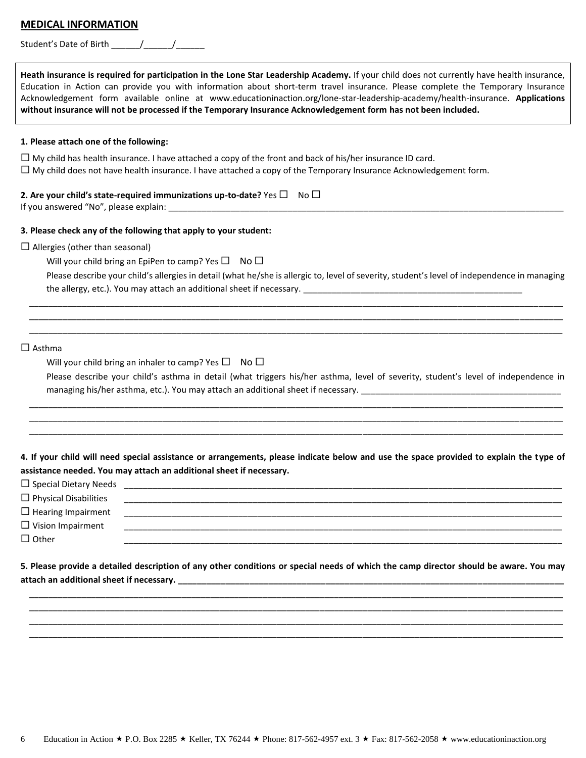## MEDICAL INFORMATION

Student's Date of Birth ______/______/______

**Heath insurance is required for participation in the Lone Star Leadership Academy.** If your child does not currently have health insurance, Education in Action can provide you with information about short-term travel insurance. Please complete the Temporary Insurance Acknowledgement form available online at www.educationinaction.org/lone-star-leadership-academy/health-insurance. **Applications without insurance will not be processed if the Temporary Insurance Acknowledgement form has not been included.**

**1. Please attach one of the following:**

☐ My child has health insurance. I have attached a copy of the front and back of his/her insurance ID card.
☐ My child does not have health insurance. I have attached a copy of the Temporary Insurance Acknowledgement form.

**2. Are your child's state-required immunizations up-to-date?** Yes ☐ No ☐
If you answered "No", please explain: ________________________________________________

**3. Please check any of the following that apply to your student:**

☐ Allergies (other than seasonal)

Will your child bring an EpiPen to camp? Yes ☐ No ☐

Please describe your child's allergies in detail (what he/she is allergic to, level of severity, student's level of independence in managing the allergy, etc.). You may attach an additional sheet if necessary. ________________________________________________

________________________________________________
________________________________________________
________________________________________________

☐ Asthma

Will your child bring an inhaler to camp? Yes ☐ No ☐

Please describe your child's asthma in detail (what triggers his/her asthma, level of severity, student's level of independence in managing his/her asthma, etc.). You may attach an additional sheet if necessary. ________________________________________________

________________________________________________
________________________________________________
________________________________________________

**4. If your child will need special assistance or arrangements, please indicate below and use the space provided to explain the type of assistance needed. You may attach an additional sheet if necessary.**

☐ Special Dietary Needs ________________________________________________
☐ Physical Disabilities ________________________________________________
☐ Hearing Impairment ________________________________________________
☐ Vision Impairment ________________________________________________
☐ Other ________________________________________________

**5. Please provide a detailed description of any other conditions or special needs of which the camp director should be aware. You may attach an additional sheet if necessary. ________________________________________________**

________________________________________________
________________________________________________
________________________________________________
________________________________________________

Education in Action ★ P.O. Box 2285 ★ Keller, TX 76244 ★ Phone: 817-562-4957 ext. 3 ★ Fax: 817-562-2058 ★ www.educationinaction.org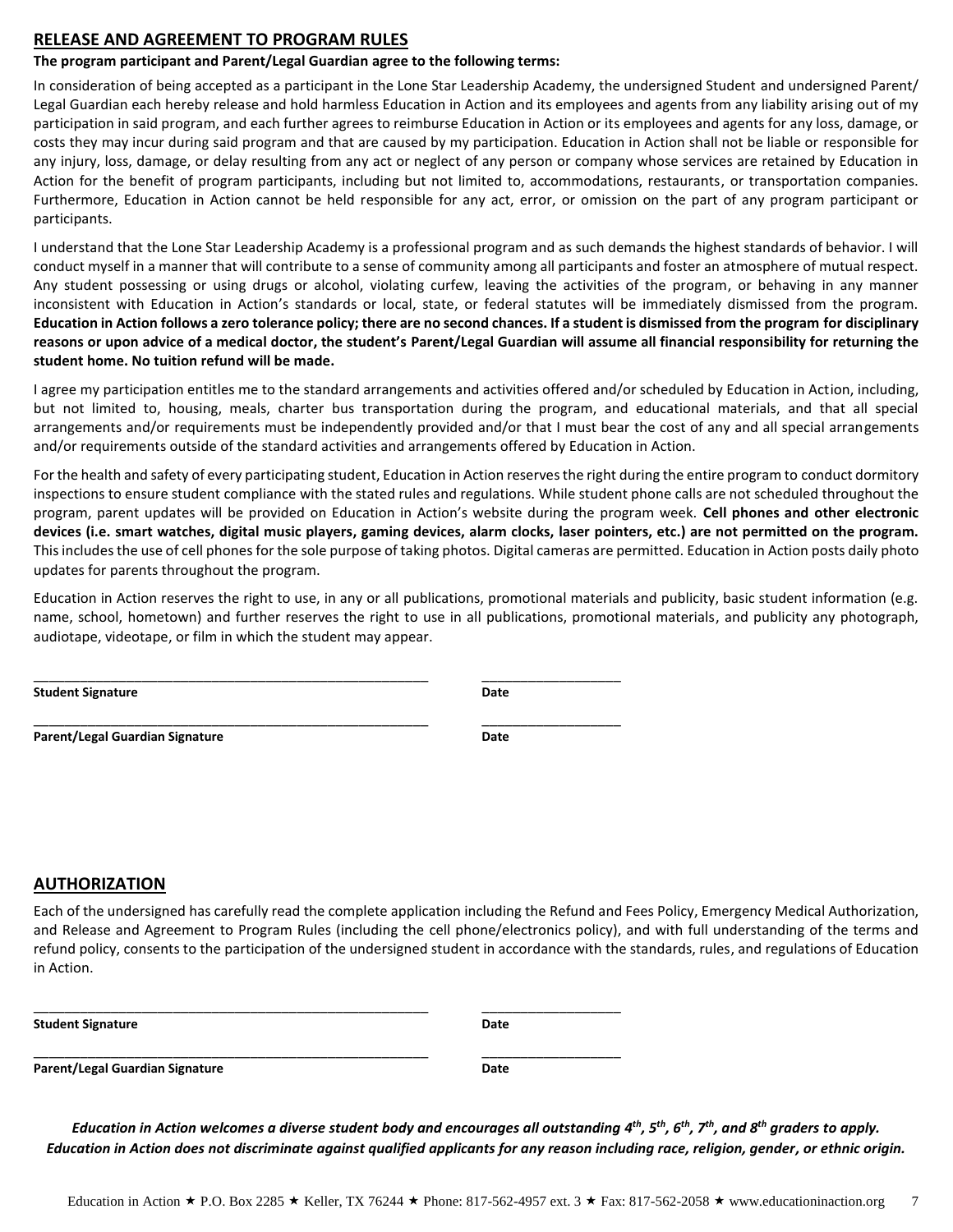## RELEASE AND AGREEMENT TO PROGRAM RULES

**The program participant and Parent/Legal Guardian agree to the following terms:**

In consideration of being accepted as a participant in the Lone Star Leadership Academy, the undersigned Student and undersigned Parent/ Legal Guardian each hereby release and hold harmless Education in Action and its employees and agents from any liability arising out of my participation in said program, and each further agrees to reimburse Education in Action or its employees and agents for any loss, damage, or costs they may incur during said program and that are caused by my participation. Education in Action shall not be liable or responsible for any injury, loss, damage, or delay resulting from any act or neglect of any person or company whose services are retained by Education in Action for the benefit of program participants, including but not limited to, accommodations, restaurants, or transportation companies. Furthermore, Education in Action cannot be held responsible for any act, error, or omission on the part of any program participant or participants.

I understand that the Lone Star Leadership Academy is a professional program and as such demands the highest standards of behavior. I will conduct myself in a manner that will contribute to a sense of community among all participants and foster an atmosphere of mutual respect. Any student possessing or using drugs or alcohol, violating curfew, leaving the activities of the program, or behaving in any manner inconsistent with Education in Action's standards or local, state, or federal statutes will be immediately dismissed from the program. **Education in Action follows a zero tolerance policy; there are no second chances. If a student is dismissed from the program for disciplinary reasons or upon advice of a medical doctor, the student's Parent/Legal Guardian will assume all financial responsibility for returning the student home. No tuition refund will be made.**

I agree my participation entitles me to the standard arrangements and activities offered and/or scheduled by Education in Action, including, but not limited to, housing, meals, charter bus transportation during the program, and educational materials, and that all special arrangements and/or requirements must be independently provided and/or that I must bear the cost of any and all special arrangements and/or requirements outside of the standard activities and arrangements offered by Education in Action.

For the health and safety of every participating student, Education in Action reserves the right during the entire program to conduct dormitory inspections to ensure student compliance with the stated rules and regulations. While student phone calls are not scheduled throughout the program, parent updates will be provided on Education in Action's website during the program week. **Cell phones and other electronic devices (i.e. smart watches, digital music players, gaming devices, alarm clocks, laser pointers, etc.) are not permitted on the program.** This includes the use of cell phones for the sole purpose of taking photos. Digital cameras are permitted. Education in Action posts daily photo updates for parents throughout the program.

Education in Action reserves the right to use, in any or all publications, promotional materials and publicity, basic student information (e.g. name, school, hometown) and further reserves the right to use in all publications, promotional materials, and publicity any photograph, audiotape, videotape, or film in which the student may appear.

_______________________________________________ ____________________
**Student Signature** **Date**

_______________________________________________ ____________________
**Parent/Legal Guardian Signature** **Date**

## AUTHORIZATION

Each of the undersigned has carefully read the complete application including the Refund and Fees Policy, Emergency Medical Authorization, and Release and Agreement to Program Rules (including the cell phone/electronics policy), and with full understanding of the terms and refund policy, consents to the participation of the undersigned student in accordance with the standards, rules, and regulations of Education in Action.

_______________________________________________ ____________________
**Student Signature** **Date**

_______________________________________________ ____________________
**Parent/Legal Guardian Signature** **Date**

***Education in Action welcomes a diverse student body and encourages all outstanding 4th, 5th, 6th, 7th, and 8th graders to apply. Education in Action does not discriminate against qualified applicants for any reason including race, religion, gender, or ethnic origin.***

Education in Action ★ P.O. Box 2285 ★ Keller, TX 76244 ★ Phone: 817-562-4957 ext. 3 ★ Fax: 817-562-2058 ★ www.educationinaction.org